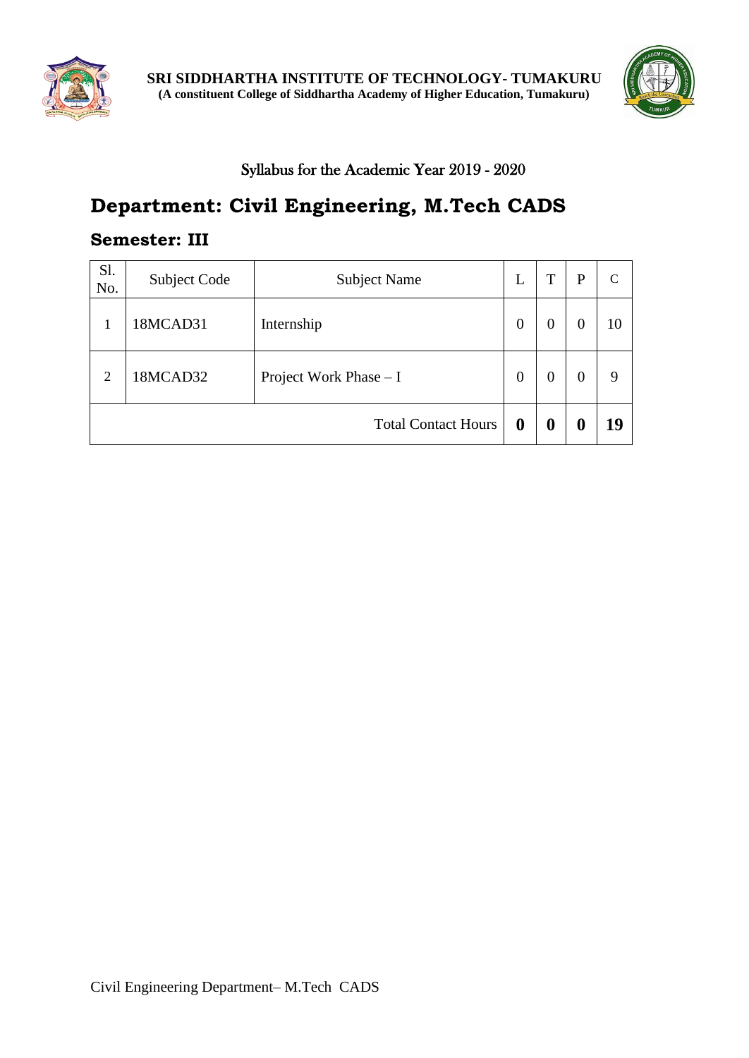**SRI SIDDHARTHA INSTITUTE OF TECHNOLOGY- TUMAKURU**
**(A constituent College of Siddhartha Academy of Higher Education, Tumakuru)**

Syllabus for the Academic Year 2019 - 2020

# Department: Civil Engineering, M.Tech CADS

## Semester: III

| Sl. No. | Subject Code | Subject Name | L | T | P | C |
|---|---|---|---|---|---|---|
| 1 | 18MCAD31 | Internship | 0 | 0 | 0 | 10 |
| 2 | 18MCAD32 | Project Work Phase – I | 0 | 0 | 0 | 9 |
| | | Total Contact Hours | **0** | **0** | **0** | **19** |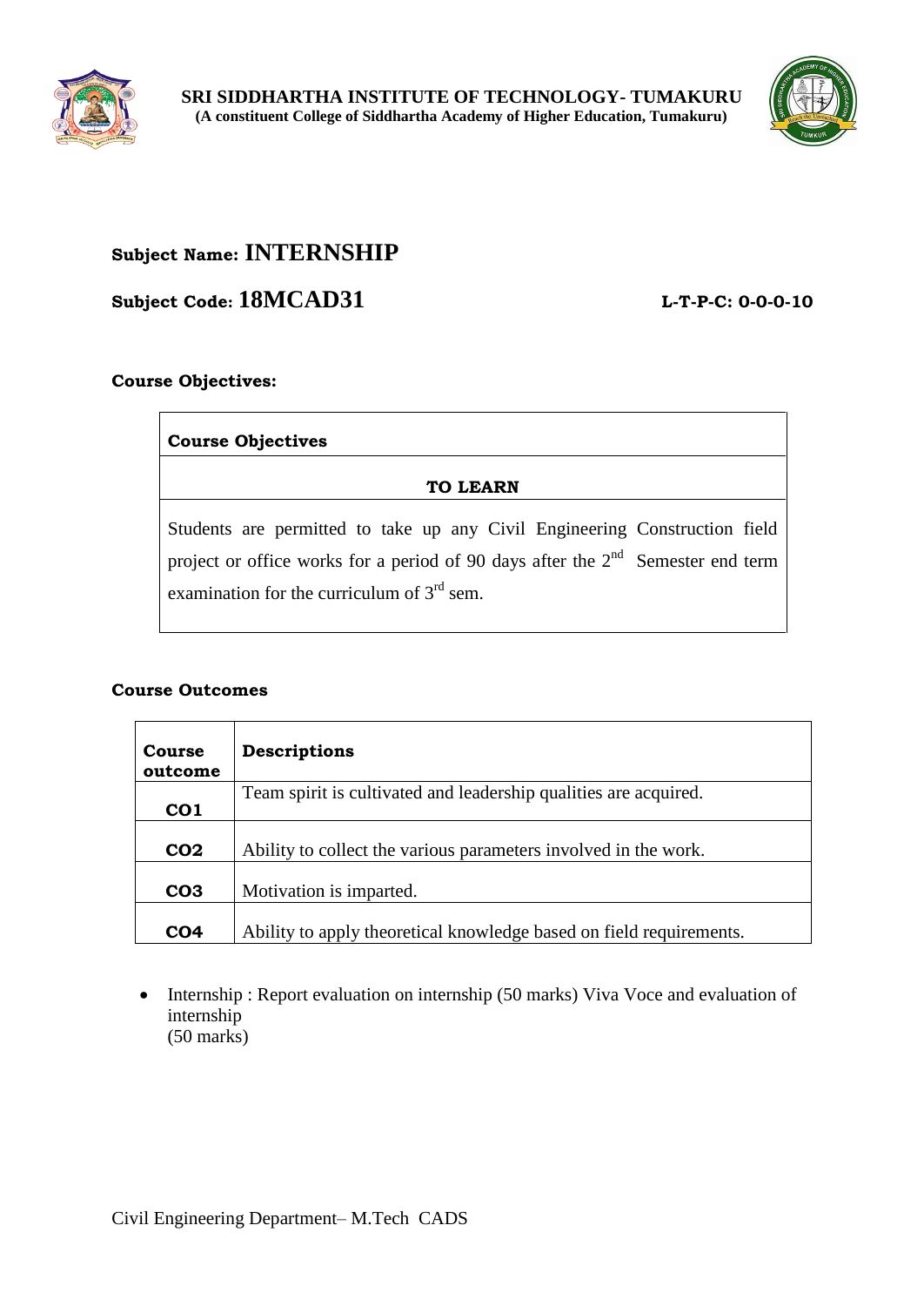**SRI SIDDHARTHA INSTITUTE OF TECHNOLOGY- TUMAKURU**
**(A constituent College of Siddhartha Academy of Higher Education, Tumakuru)**

**Subject Name: INTERNSHIP**

**Subject Code: 18MCAD31** **L-T-P-C: 0-0-0-10**

**Course Objectives:**

| **Course Objectives** |
|---|
| **TO LEARN** |
| Students are permitted to take up any Civil Engineering Construction field project or office works for a period of 90 days after the 2nd Semester end term examination for the curriculum of 3rd sem. |

**Course Outcomes**

| Course outcome | Descriptions |
|---|---|
| **CO1** | Team spirit is cultivated and leadership qualities are acquired. |
| **CO2** | Ability to collect the various parameters involved in the work. |
| **CO3** | Motivation is imparted. |
| **CO4** | Ability to apply theoretical knowledge based on field requirements. |

- Internship : Report evaluation on internship (50 marks) Viva Voce and evaluation of internship (50 marks)

Civil Engineering Department– M.Tech CADS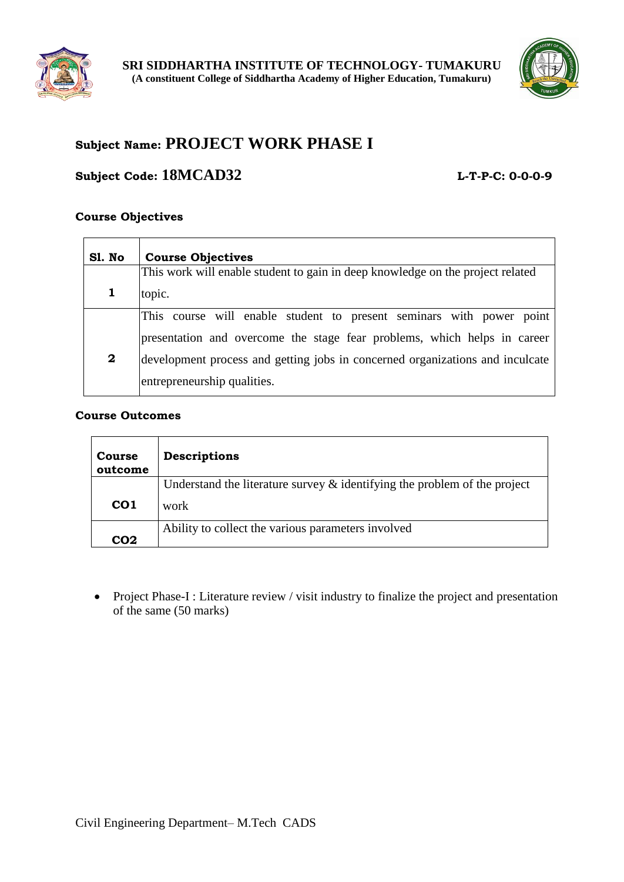**SRI SIDDHARTHA INSTITUTE OF TECHNOLOGY- TUMAKURU**
**(A constituent College of Siddhartha Academy of Higher Education, Tumakuru)**

**Subject Name: PROJECT WORK PHASE I**

**Subject Code: 18MCAD32** **L-T-P-C: 0-0-0-9**

**Course Objectives**

| Sl. No | Course Objectives |
|---|---|
| 1 | This work will enable student to gain in deep knowledge on the project related topic. |
| 2 | This course will enable student to present seminars with power point presentation and overcome the stage fear problems, which helps in career development process and getting jobs in concerned organizations and inculcate entrepreneurship qualities. |

**Course Outcomes**

| Course outcome | Descriptions |
|---|---|
| CO1 | Understand the literature survey & identifying the problem of the project work |
| CO2 | Ability to collect the various parameters involved |

- Project Phase-I : Literature review / visit industry to finalize the project and presentation of the same (50 marks)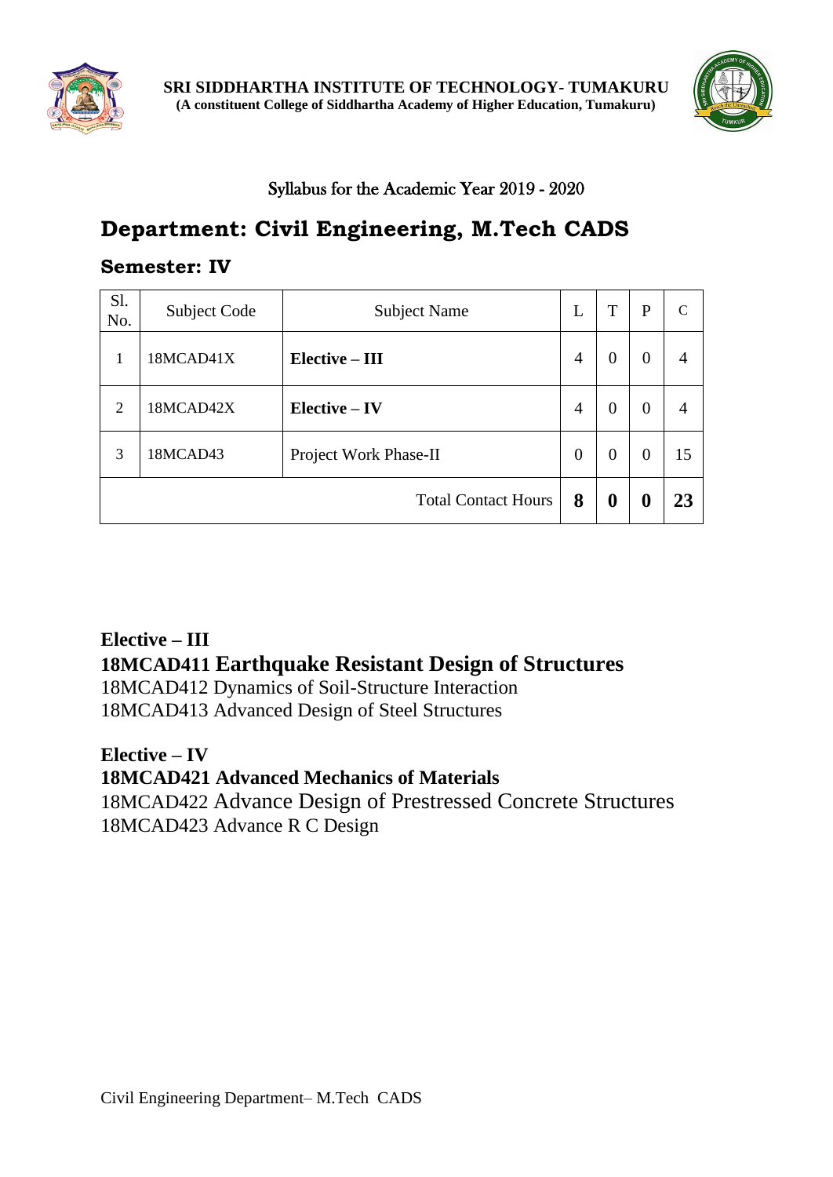**SRI SIDDHARTHA INSTITUTE OF TECHNOLOGY- TUMAKURU**
**(A constituent College of Siddhartha Academy of Higher Education, Tumakuru)**

Syllabus for the Academic Year 2019 - 2020

# Department: Civil Engineering, M.Tech CADS

## Semester: IV

| Sl. No. | Subject Code | Subject Name | L | T | P | C |
|---|---|---|---|---|---|---|
| 1 | 18MCAD41X | **Elective – III** | 4 | 0 | 0 | 4 |
| 2 | 18MCAD42X | **Elective – IV** | 4 | 0 | 0 | 4 |
| 3 | 18MCAD43 | Project Work Phase-II | 0 | 0 | 0 | 15 |
| | | Total Contact Hours | **8** | **0** | **0** | **23** |

**Elective – III**

**18MCAD411 Earthquake Resistant Design of Structures**

18MCAD412 Dynamics of Soil-Structure Interaction

18MCAD413 Advanced Design of Steel Structures

**Elective – IV**

**18MCAD421 Advanced Mechanics of Materials**

18MCAD422 Advance Design of Prestressed Concrete Structures

18MCAD423 Advance R C Design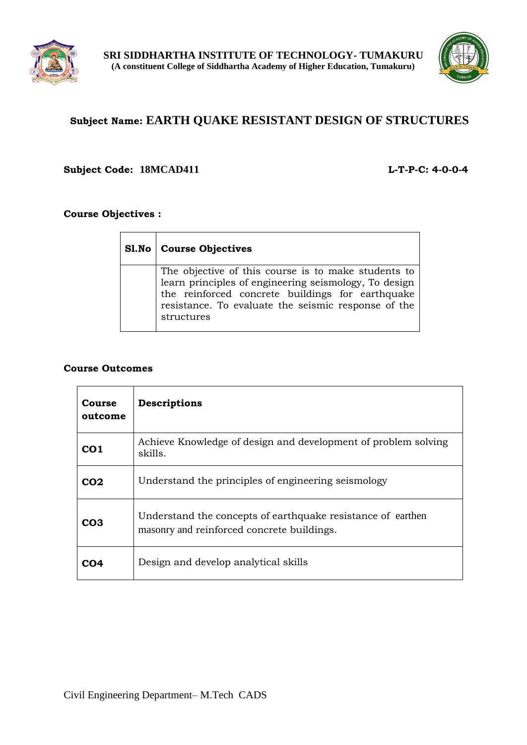**SRI SIDDHARTHA INSTITUTE OF TECHNOLOGY- TUMAKURU**
**(A constituent College of Siddhartha Academy of Higher Education, Tumakuru)**

## Subject Name: EARTH QUAKE RESISTANT DESIGN OF STRUCTURES

**Subject Code: 18MCAD411** **L-T-P-C: 4-0-0-4**

**Course Objectives :**

| Sl.No | Course Objectives |
|---|---|
| | The objective of this course is to make students to learn principles of engineering seismology, To design the reinforced concrete buildings for earthquake resistance. To evaluate the seismic response of the structures |

**Course Outcomes**

| Course outcome | Descriptions |
|---|---|
| **CO1** | Achieve Knowledge of design and development of problem solving skills. |
| **CO2** | Understand the principles of engineering seismology |
| **CO3** | Understand the concepts of earthquake resistance of earthen masonry and reinforced concrete buildings. |
| **CO4** | Design and develop analytical skills |

Civil Engineering Department– M.Tech CADS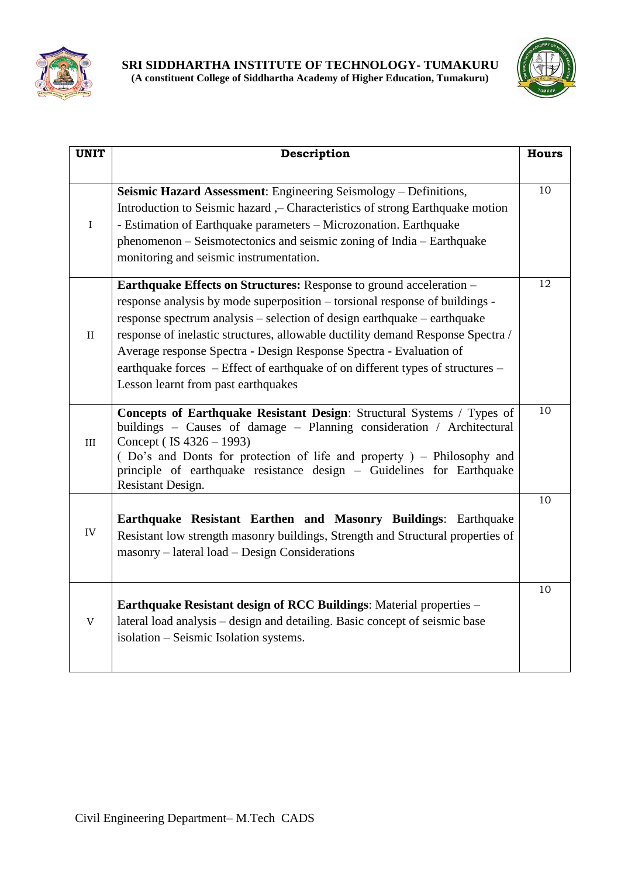| UNIT | Description | Hours |
|---|---|---|
| I | **Seismic Hazard Assessment**: Engineering Seismology – Definitions, Introduction to Seismic hazard ,– Characteristics of strong Earthquake motion - Estimation of Earthquake parameters – Microzonation. Earthquake phenomenon – Seismotectonics and seismic zoning of India – Earthquake monitoring and seismic instrumentation. | 10 |
| II | **Earthquake Effects on Structures:** Response to ground acceleration – response analysis by mode superposition – torsional response of buildings - response spectrum analysis – selection of design earthquake – earthquake response of inelastic structures, allowable ductility demand Response Spectra / Average response Spectra - Design Response Spectra - Evaluation of earthquake forces – Effect of earthquake of on different types of structures – Lesson learnt from past earthquakes | 12 |
| III | **Concepts of Earthquake Resistant Design**: Structural Systems / Types of buildings – Causes of damage – Planning consideration / Architectural Concept ( IS 4326 – 1993) ( Do's and Donts for protection of life and property ) – Philosophy and principle of earthquake resistance design – Guidelines for Earthquake Resistant Design. | 10 |
| IV | **Earthquake Resistant Earthen and Masonry Buildings**: Earthquake Resistant low strength masonry buildings, Strength and Structural properties of masonry – lateral load – Design Considerations | 10 |
| V | **Earthquake Resistant design of RCC Buildings**: Material properties – lateral load analysis – design and detailing. Basic concept of seismic base isolation – Seismic Isolation systems. | 10 |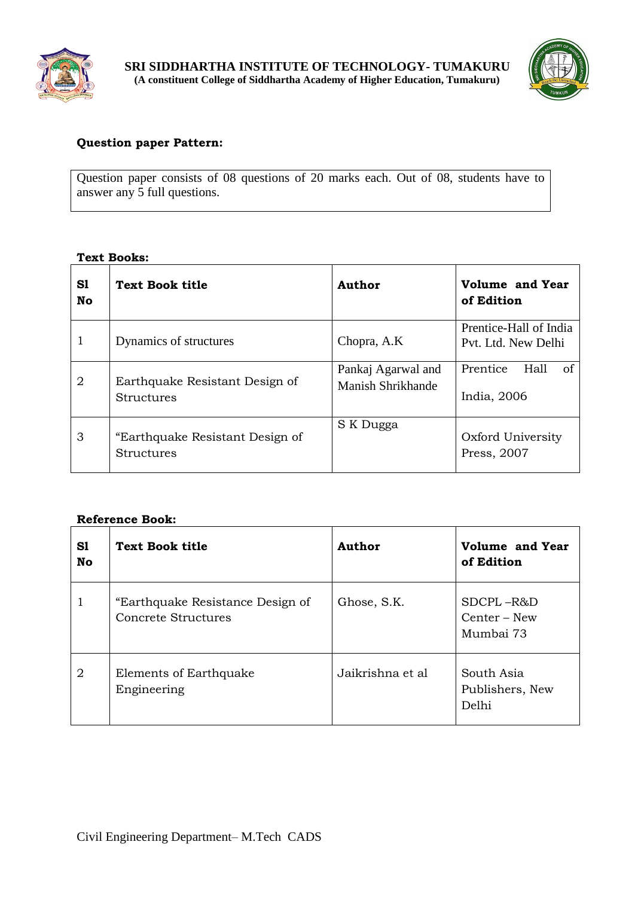**Question paper Pattern:**

Question paper consists of 08 questions of 20 marks each. Out of 08, students have to answer any 5 full questions.

**Text Books:**

| Sl No | Text Book title | Author | Volume and Year of Edition |
|---|---|---|---|
| 1 | Dynamics of structures | Chopra, A.K | Prentice-Hall of India Pvt. Ltd. New Delhi |
| 2 | Earthquake Resistant Design of Structures | Pankaj Agarwal and Manish Shrikhande | Prentice Hall of India, 2006 |
| 3 | “Earthquake Resistant Design of Structures | S K Dugga | Oxford University Press, 2007 |

**Reference Book:**

| Sl No | Text Book title | Author | Volume and Year of Edition |
|---|---|---|---|
| 1 | “Earthquake Resistance Design of Concrete Structures | Ghose, S.K. | SDCPL –R&D Center – New Mumbai 73 |
| 2 | Elements of Earthquake Engineering | Jaikrishna et al | South Asia Publishers, New Delhi |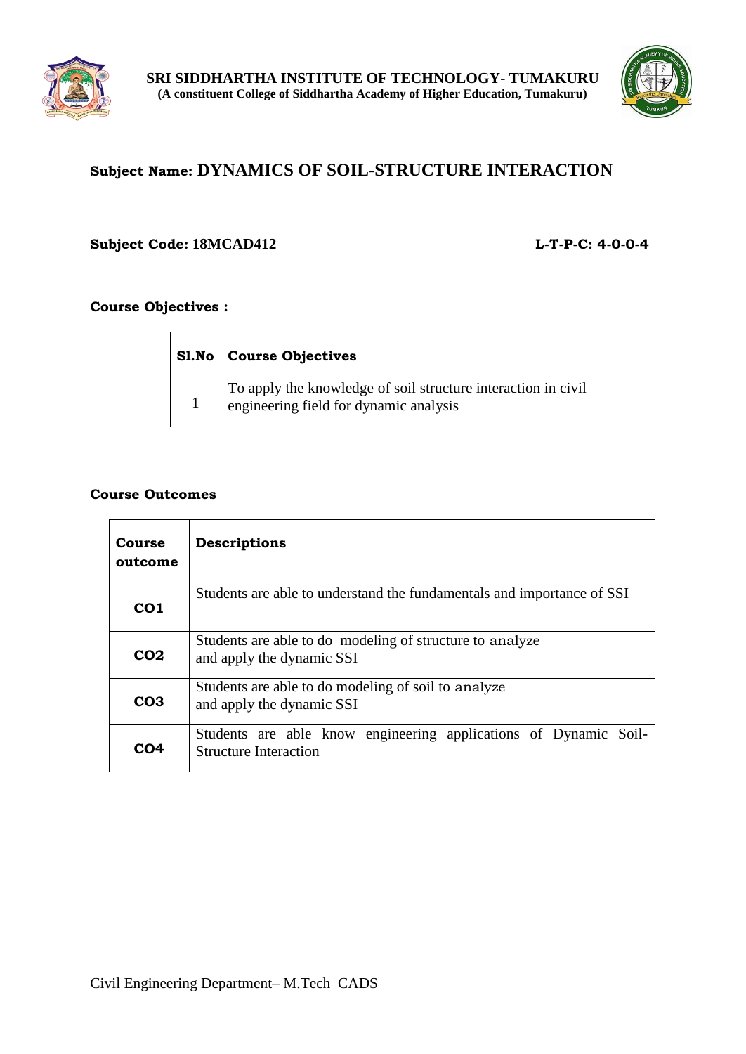**SRI SIDDHARTHA INSTITUTE OF TECHNOLOGY- TUMAKURU**
**(A constituent College of Siddhartha Academy of Higher Education, Tumakuru)**

## Subject Name: DYNAMICS OF SOIL-STRUCTURE INTERACTION

**Subject Code: 18MCAD412** **L-T-P-C: 4-0-0-4**

**Course Objectives :**

| Sl.No | Course Objectives |
|---|---|
| 1 | To apply the knowledge of soil structure interaction in civil engineering field for dynamic analysis |

**Course Outcomes**

| Course outcome | Descriptions |
|---|---|
| **CO1** | Students are able to understand the fundamentals and importance of SSI |
| **CO2** | Students are able to do modeling of structure to analyze and apply the dynamic SSI |
| **CO3** | Students are able to do modeling of soil to analyze and apply the dynamic SSI |
| **CO4** | Students are able know engineering applications of Dynamic Soil-Structure Interaction |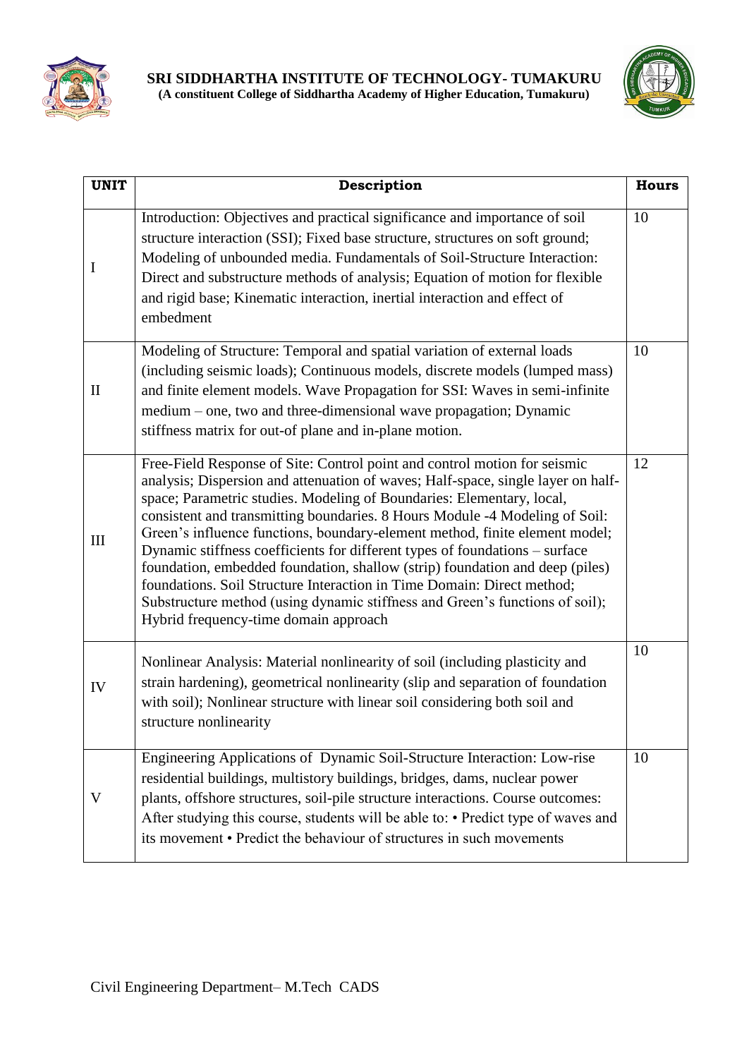| UNIT | Description | Hours |
|---|---|---|
| I | Introduction: Objectives and practical significance and importance of soil structure interaction (SSI); Fixed base structure, structures on soft ground; Modeling of unbounded media. Fundamentals of Soil-Structure Interaction: Direct and substructure methods of analysis; Equation of motion for flexible and rigid base; Kinematic interaction, inertial interaction and effect of embedment | 10 |
| II | Modeling of Structure: Temporal and spatial variation of external loads (including seismic loads); Continuous models, discrete models (lumped mass) and finite element models. Wave Propagation for SSI: Waves in semi-infinite medium – one, two and three-dimensional wave propagation; Dynamic stiffness matrix for out-of plane and in-plane motion. | 10 |
| III | Free-Field Response of Site: Control point and control motion for seismic analysis; Dispersion and attenuation of waves; Half-space, single layer on half-space; Parametric studies. Modeling of Boundaries: Elementary, local, consistent and transmitting boundaries. 8 Hours Module -4 Modeling of Soil: Green's influence functions, boundary-element method, finite element model; Dynamic stiffness coefficients for different types of foundations – surface foundation, embedded foundation, shallow (strip) foundation and deep (piles) foundations. Soil Structure Interaction in Time Domain: Direct method; Substructure method (using dynamic stiffness and Green's functions of soil); Hybrid frequency-time domain approach | 12 |
| IV | Nonlinear Analysis: Material nonlinearity of soil (including plasticity and strain hardening), geometrical nonlinearity (slip and separation of foundation with soil); Nonlinear structure with linear soil considering both soil and structure nonlinearity | 10 |
| V | Engineering Applications of Dynamic Soil-Structure Interaction: Low-rise residential buildings, multistory buildings, bridges, dams, nuclear power plants, offshore structures, soil-pile structure interactions. Course outcomes: After studying this course, students will be able to: • Predict type of waves and its movement • Predict the behaviour of structures in such movements | 10 |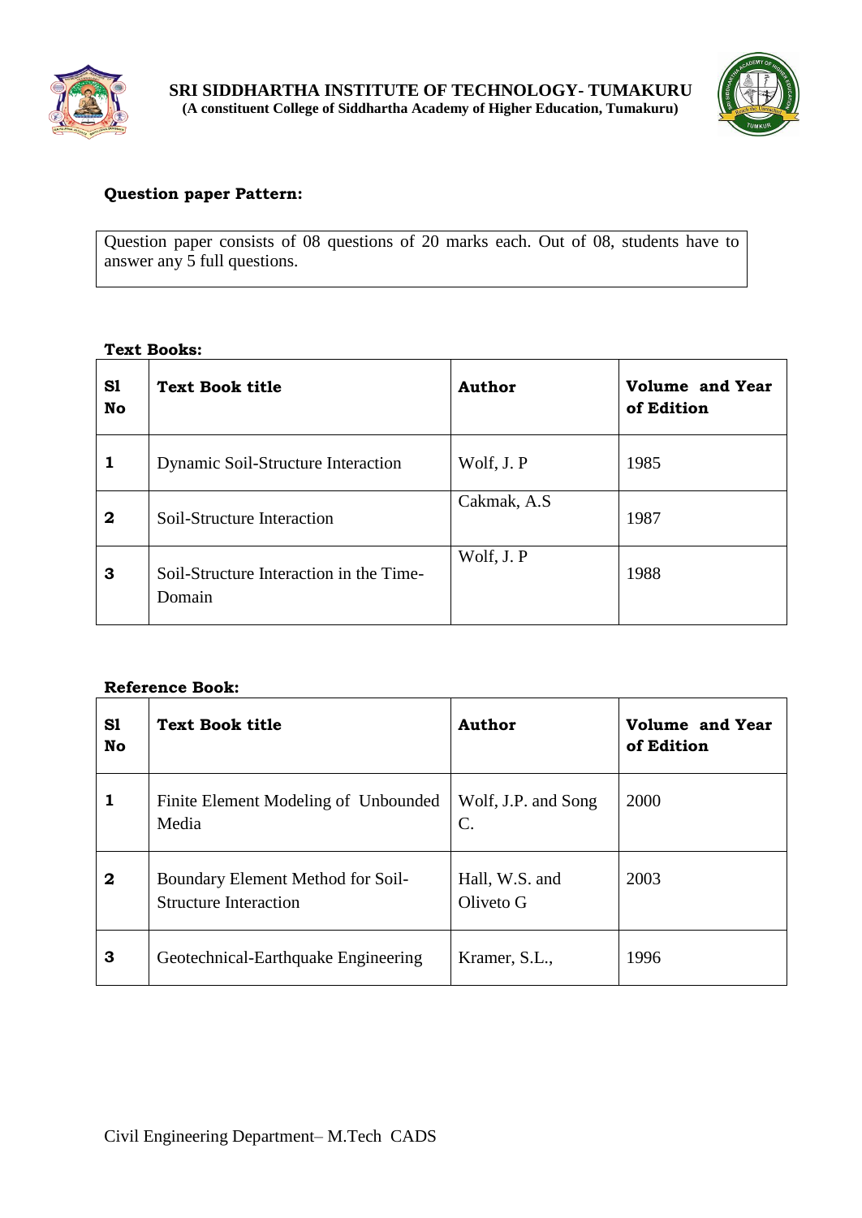**Question paper Pattern:**

Question paper consists of 08 questions of 20 marks each. Out of 08, students have to answer any 5 full questions.

**Text Books:**

| Sl No | Text Book title | Author | Volume and Year of Edition |
|---|---|---|---|
| 1 | Dynamic Soil-Structure Interaction | Wolf, J. P | 1985 |
| 2 | Soil-Structure Interaction | Cakmak, A.S | 1987 |
| 3 | Soil-Structure Interaction in the Time-Domain | Wolf, J. P | 1988 |

**Reference Book:**

| Sl No | Text Book title | Author | Volume and Year of Edition |
|---|---|---|---|
| 1 | Finite Element Modeling of Unbounded Media | Wolf, J.P. and Song C. | 2000 |
| 2 | Boundary Element Method for Soil-Structure Interaction | Hall, W.S. and Oliveto G | 2003 |
| 3 | Geotechnical-Earthquake Engineering | Kramer, S.L., | 1996 |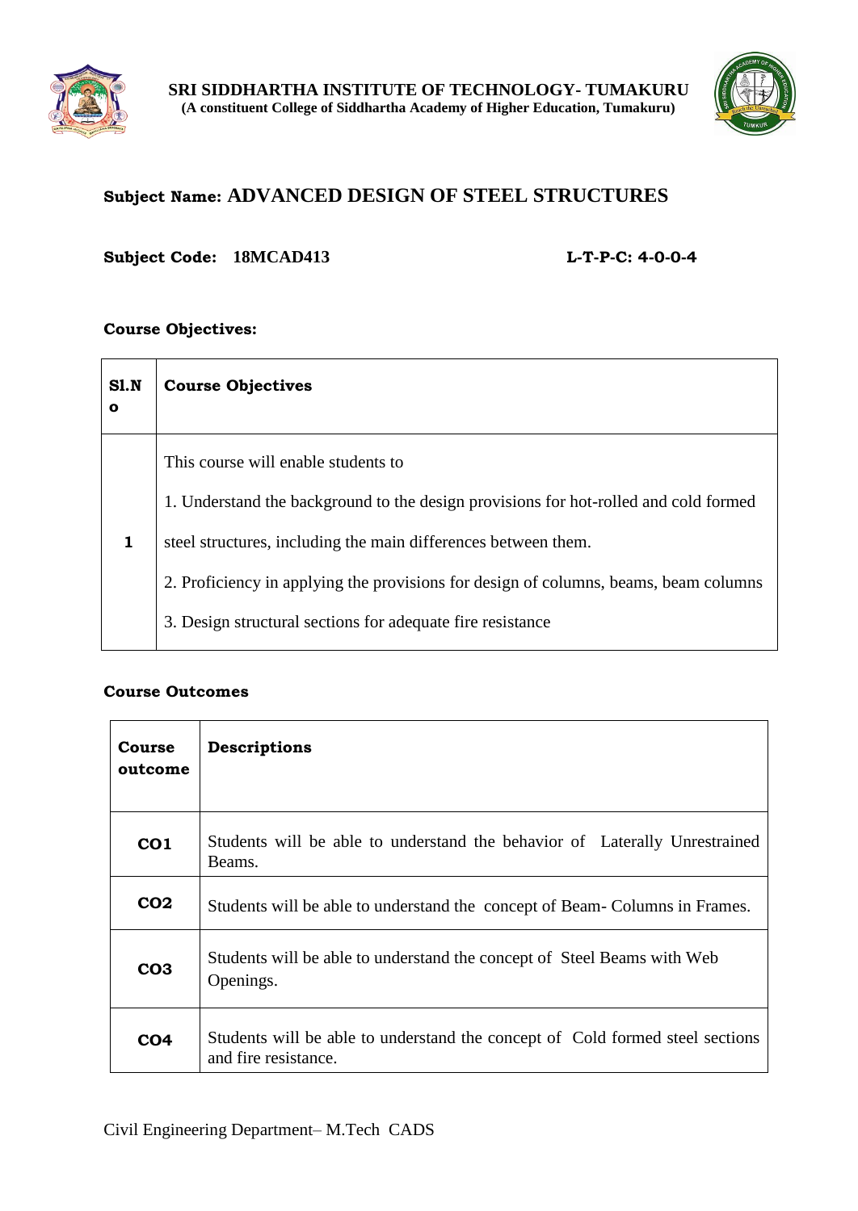**SRI SIDDHARTHA INSTITUTE OF TECHNOLOGY- TUMAKURU**
**(A constituent College of Siddhartha Academy of Higher Education, Tumakuru)**

**Subject Name: ADVANCED DESIGN OF STEEL STRUCTURES**

**Subject Code: 18MCAD413** **L-T-P-C: 4-0-0-4**

**Course Objectives:**

| Sl.No | Course Objectives |
|---|---|
| 1 | This course will enable students to<br>1. Understand the background to the design provisions for hot-rolled and cold formed steel structures, including the main differences between them.<br>2. Proficiency in applying the provisions for design of columns, beams, beam columns<br>3. Design structural sections for adequate fire resistance |

**Course Outcomes**

| Course outcome | Descriptions |
|---|---|
| CO1 | Students will be able to understand the behavior of Laterally Unrestrained Beams. |
| CO2 | Students will be able to understand the concept of Beam- Columns in Frames. |
| CO3 | Students will be able to understand the concept of Steel Beams with Web Openings. |
| CO4 | Students will be able to understand the concept of Cold formed steel sections and fire resistance. |

Civil Engineering Department– M.Tech CADS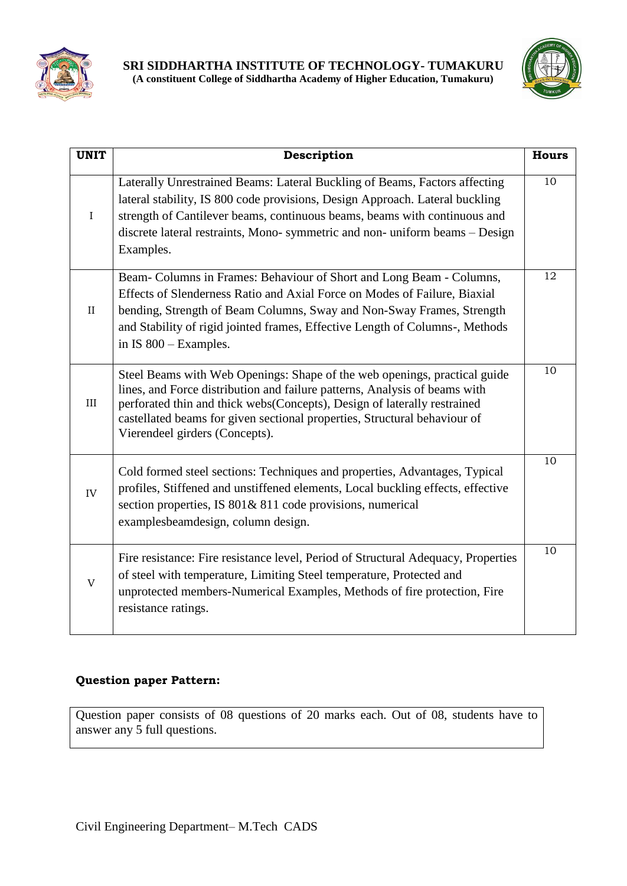| UNIT | Description | Hours |
|---|---|---|
| I | Laterally Unrestrained Beams: Lateral Buckling of Beams, Factors affecting lateral stability, IS 800 code provisions, Design Approach. Lateral buckling strength of Cantilever beams, continuous beams, beams with continuous and discrete lateral restraints, Mono- symmetric and non- uniform beams – Design Examples. | 10 |
| II | Beam- Columns in Frames: Behaviour of Short and Long Beam - Columns, Effects of Slenderness Ratio and Axial Force on Modes of Failure, Biaxial bending, Strength of Beam Columns, Sway and Non-Sway Frames, Strength and Stability of rigid jointed frames, Effective Length of Columns-, Methods in IS 800 – Examples. | 12 |
| III | Steel Beams with Web Openings: Shape of the web openings, practical guide lines, and Force distribution and failure patterns, Analysis of beams with perforated thin and thick webs(Concepts), Design of laterally restrained castellated beams for given sectional properties, Structural behaviour of Vierendeel girders (Concepts). | 10 |
| IV | Cold formed steel sections: Techniques and properties, Advantages, Typical profiles, Stiffened and unstiffened elements, Local buckling effects, effective section properties, IS 801& 811 code provisions, numerical examplesbeamdesign, column design. | 10 |
| V | Fire resistance: Fire resistance level, Period of Structural Adequacy, Properties of steel with temperature, Limiting Steel temperature, Protected and unprotected members-Numerical Examples, Methods of fire protection, Fire resistance ratings. | 10 |

**Question paper Pattern:**

Question paper consists of 08 questions of 20 marks each. Out of 08, students have to answer any 5 full questions.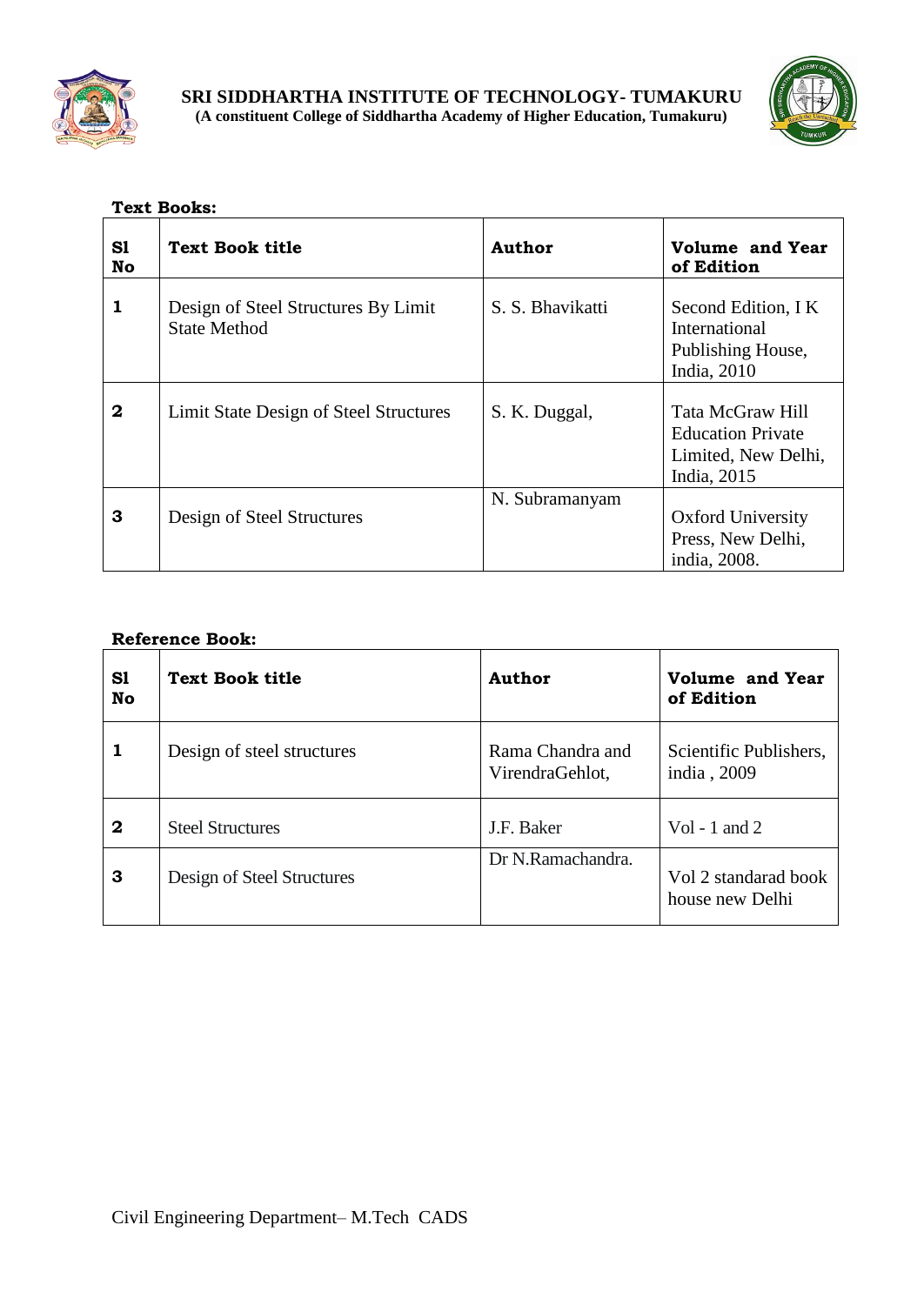**Text Books:**

| Sl No | Text Book title | Author | Volume and Year of Edition |
|---|---|---|---|
| 1 | Design of Steel Structures By Limit State Method | S. S. Bhavikatti | Second Edition, I K International Publishing House, India, 2010 |
| 2 | Limit State Design of Steel Structures | S. K. Duggal, | Tata McGraw Hill Education Private Limited, New Delhi, India, 2015 |
| 3 | Design of Steel Structures | N. Subramanyam | Oxford University Press, New Delhi, india, 2008. |

**Reference Book:**

| Sl No | Text Book title | Author | Volume and Year of Edition |
|---|---|---|---|
| 1 | Design of steel structures | Rama Chandra and VirendraGehlot, | Scientific Publishers, india , 2009 |
| 2 | Steel Structures | J.F. Baker | Vol - 1 and 2 |
| 3 | Design of Steel Structures | Dr N.Ramachandra. | Vol 2 standarad book house new Delhi |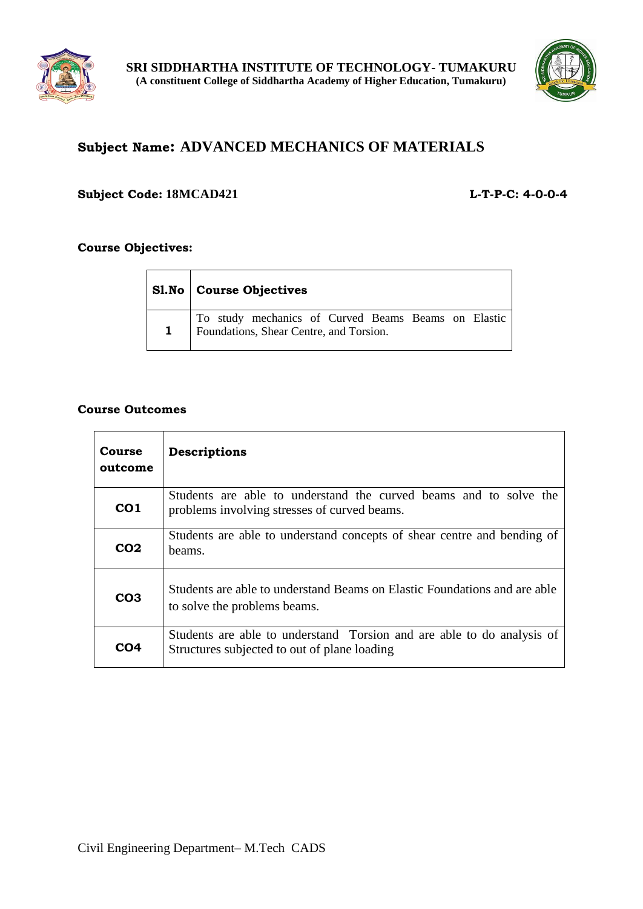**SRI SIDDHARTHA INSTITUTE OF TECHNOLOGY- TUMAKURU**
**(A constituent College of Siddhartha Academy of Higher Education, Tumakuru)**

## Subject Name: ADVANCED MECHANICS OF MATERIALS

**Subject Code: 18MCAD421** **L-T-P-C: 4-0-0-4**

### Course Objectives:

| Sl.No | Course Objectives |
|---|---|
| 1 | To study mechanics of Curved Beams Beams on Elastic Foundations, Shear Centre, and Torsion. |

### Course Outcomes

| Course outcome | Descriptions |
|---|---|
| CO1 | Students are able to understand the curved beams and to solve the problems involving stresses of curved beams. |
| CO2 | Students are able to understand concepts of shear centre and bending of beams. |
| CO3 | Students are able to understand Beams on Elastic Foundations and are able to solve the problems beams. |
| CO4 | Students are able to understand Torsion and are able to do analysis of Structures subjected to out of plane loading |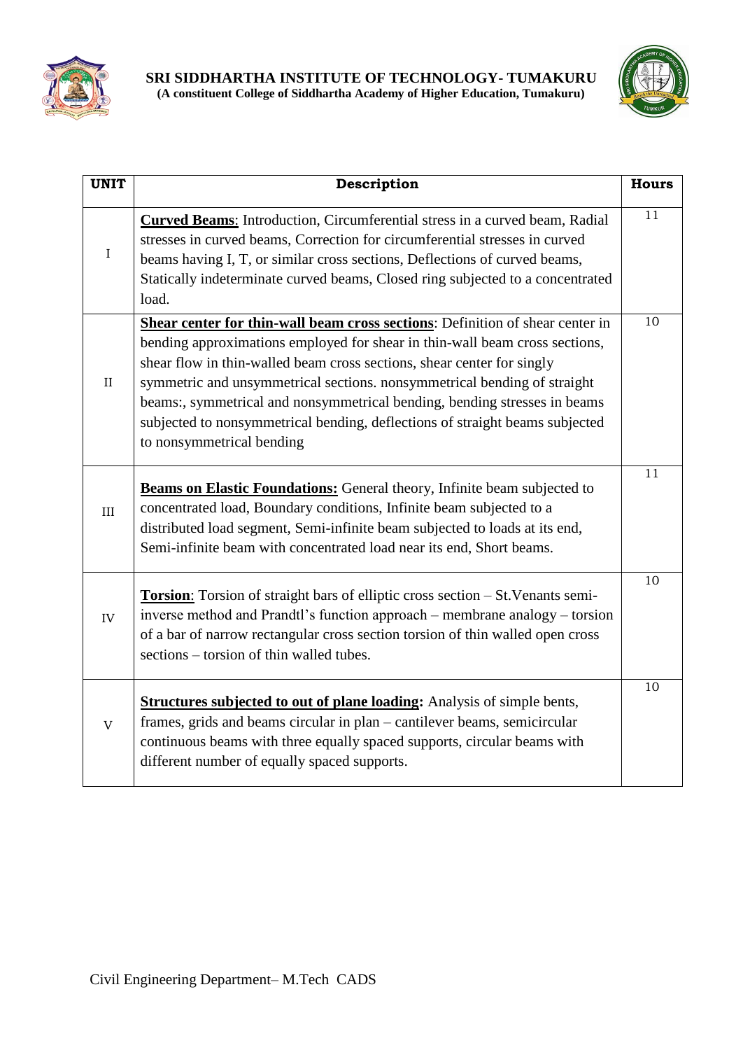| UNIT | Description | Hours |
|---|---|---|
| I | **Curved Beams**: Introduction, Circumferential stress in a curved beam, Radial stresses in curved beams, Correction for circumferential stresses in curved beams having I, T, or similar cross sections, Deflections of curved beams, Statically indeterminate curved beams, Closed ring subjected to a concentrated load. | 11 |
| II | **Shear center for thin-wall beam cross sections**: Definition of shear center in bending approximations employed for shear in thin-wall beam cross sections, shear flow in thin-walled beam cross sections, shear center for singly symmetric and unsymmetrical sections. nonsymmetrical bending of straight beams:, symmetrical and nonsymmetrical bending, bending stresses in beams subjected to nonsymmetrical bending, deflections of straight beams subjected to nonsymmetrical bending | 10 |
| III | **Beams on Elastic Foundations:** General theory, Infinite beam subjected to concentrated load, Boundary conditions, Infinite beam subjected to a distributed load segment, Semi-infinite beam subjected to loads at its end, Semi-infinite beam with concentrated load near its end, Short beams. | 11 |
| IV | **Torsion**: Torsion of straight bars of elliptic cross section – St.Venants semi-inverse method and Prandtl's function approach – membrane analogy – torsion of a bar of narrow rectangular cross section torsion of thin walled open cross sections – torsion of thin walled tubes. | 10 |
| V | **Structures subjected to out of plane loading:** Analysis of simple bents, frames, grids and beams circular in plan – cantilever beams, semicircular continuous beams with three equally spaced supports, circular beams with different number of equally spaced supports. | 10 |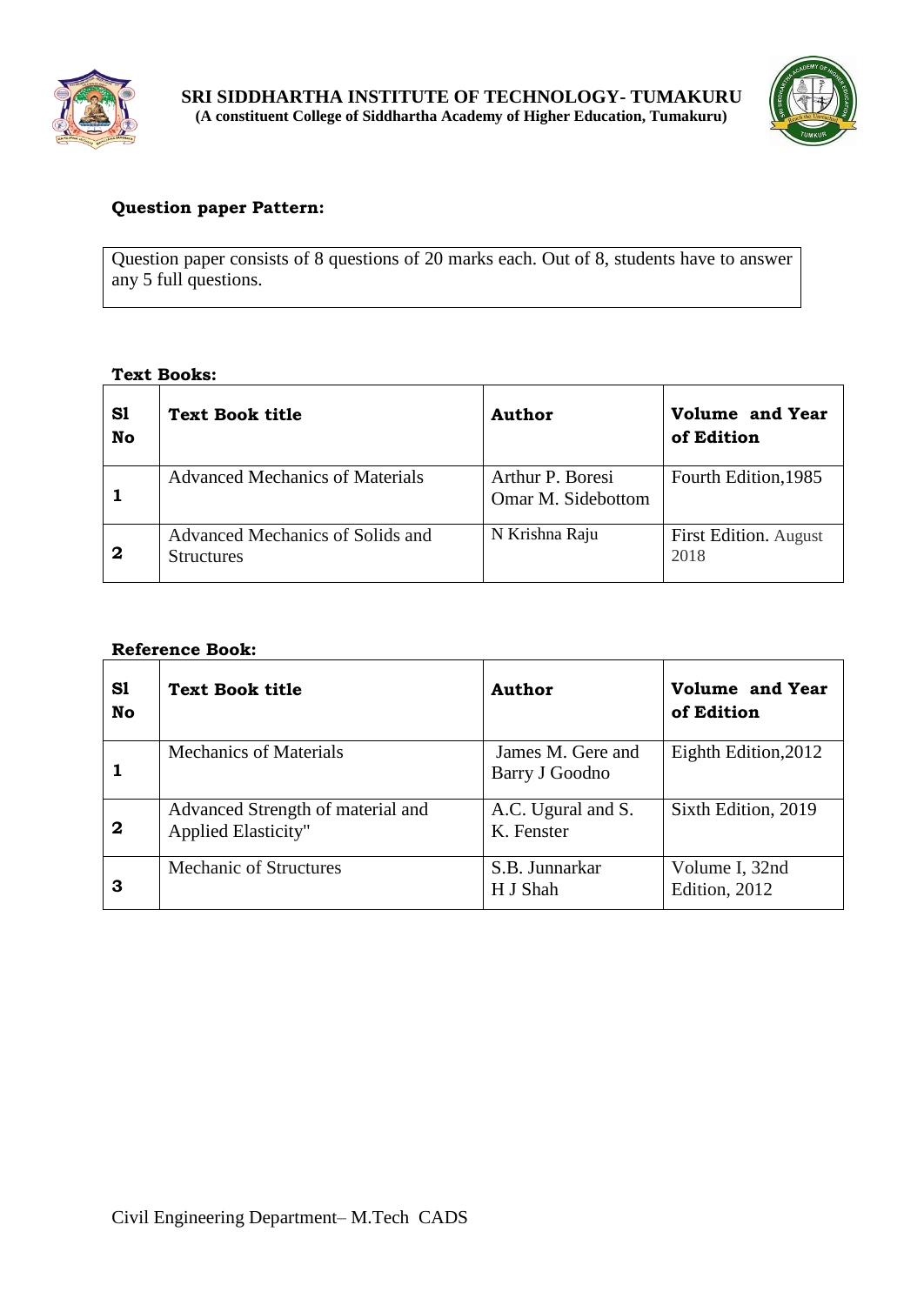**Question paper Pattern:**

Question paper consists of 8 questions of 20 marks each. Out of 8, students have to answer any 5 full questions.

**Text Books:**

| Sl No | Text Book title | Author | Volume and Year of Edition |
|---|---|---|---|
| 1 | Advanced Mechanics of Materials | Arthur P. Boresi Omar M. Sidebottom | Fourth Edition,1985 |
| 2 | Advanced Mechanics of Solids and Structures | N Krishna Raju | First Edition. August 2018 |

**Reference Book:**

| Sl No | Text Book title | Author | Volume and Year of Edition |
|---|---|---|---|
| 1 | Mechanics of Materials | James M. Gere and Barry J Goodno | Eighth Edition,2012 |
| 2 | Advanced Strength of material and Applied Elasticity" | A.C. Ugural and S. K. Fenster | Sixth Edition, 2019 |
| 3 | Mechanic of Structures | S.B. Junnarkar H J Shah | Volume I, 32nd Edition, 2012 |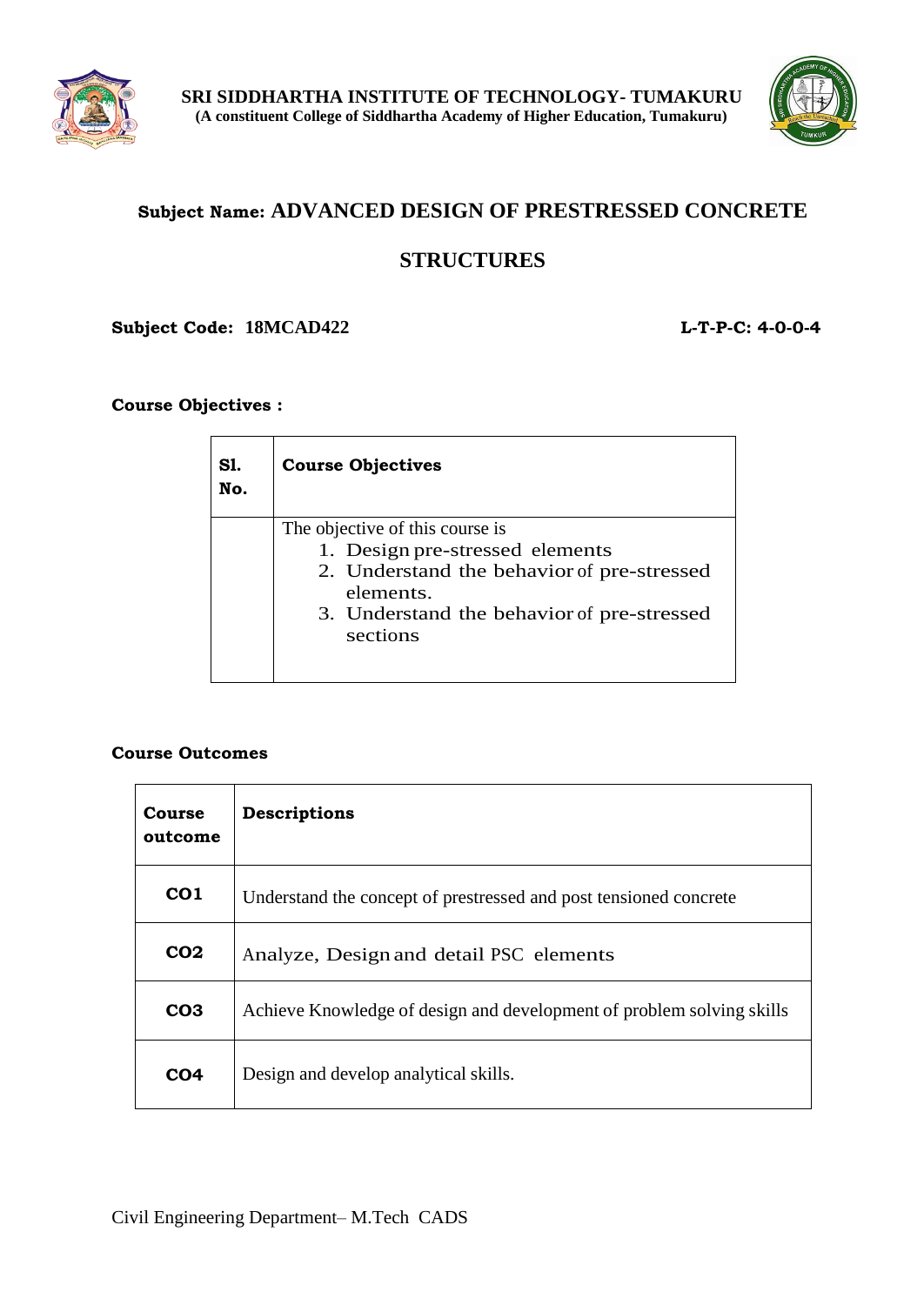**SRI SIDDHARTHA INSTITUTE OF TECHNOLOGY- TUMAKURU**
**(A constituent College of Siddhartha Academy of Higher Education, Tumakuru)**

## Subject Name: ADVANCED DESIGN OF PRESTRESSED CONCRETE STRUCTURES

**Subject Code: 18MCAD422** **L-T-P-C: 4-0-0-4**

**Course Objectives :**

| Sl. No. | Course Objectives |
|---|---|
| | The objective of this course is<br>1. Design pre-stressed elements<br>2. Understand the behavior of pre-stressed elements.<br>3. Understand the behavior of pre-stressed sections |

**Course Outcomes**

| Course outcome | Descriptions |
|---|---|
| CO1 | Understand the concept of prestressed and post tensioned concrete |
| CO2 | Analyze, Design and detail PSC elements |
| CO3 | Achieve Knowledge of design and development of problem solving skills |
| CO4 | Design and develop analytical skills. |

Civil Engineering Department– M.Tech CADS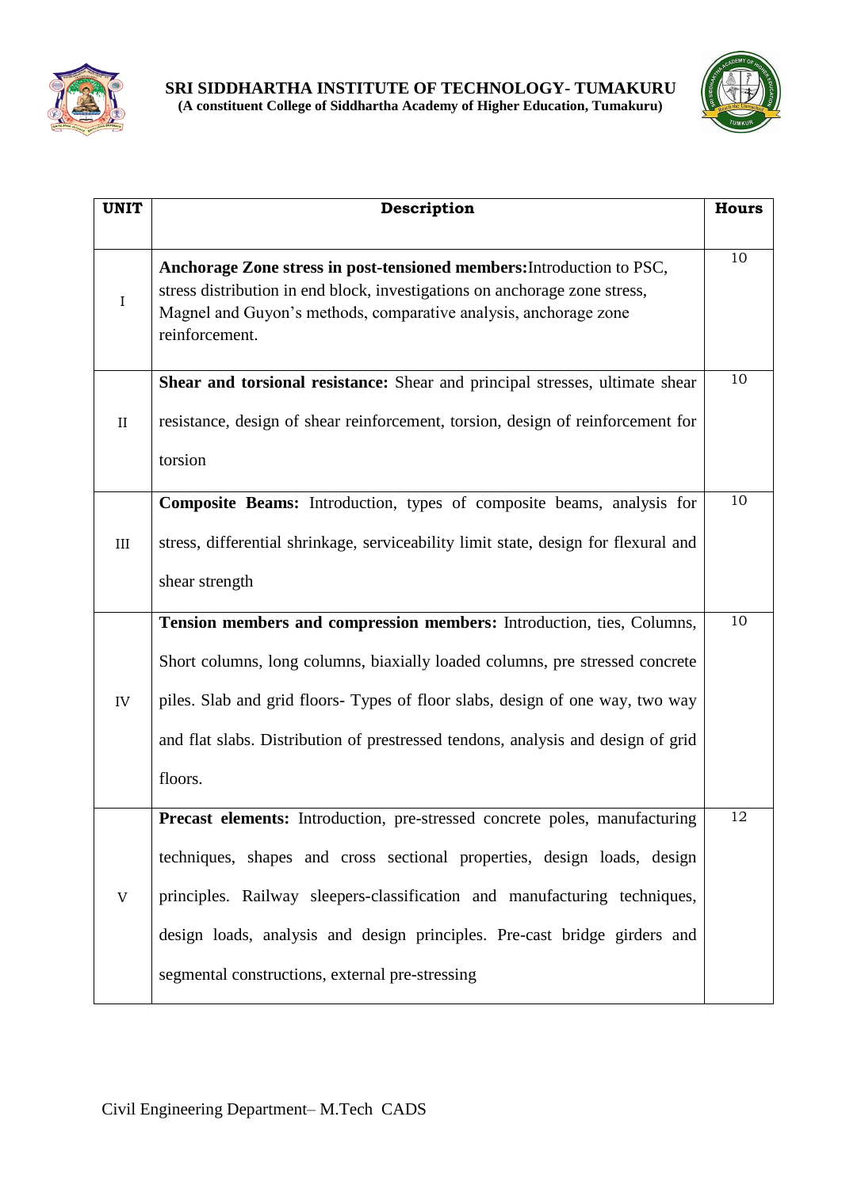| UNIT | Description | Hours |
|---|---|---|
| I | **Anchorage Zone stress in post-tensioned members:** Introduction to PSC, stress distribution in end block, investigations on anchorage zone stress, Magnel and Guyon's methods, comparative analysis, anchorage zone reinforcement. | 10 |
| II | **Shear and torsional resistance:** Shear and principal stresses, ultimate shear resistance, design of shear reinforcement, torsion, design of reinforcement for torsion | 10 |
| III | **Composite Beams:** Introduction, types of composite beams, analysis for stress, differential shrinkage, serviceability limit state, design for flexural and shear strength | 10 |
| IV | **Tension members and compression members:** Introduction, ties, Columns, Short columns, long columns, biaxially loaded columns, pre stressed concrete piles. Slab and grid floors- Types of floor slabs, design of one way, two way and flat slabs. Distribution of prestressed tendons, analysis and design of grid floors. | 10 |
| V | **Precast elements:** Introduction, pre-stressed concrete poles, manufacturing techniques, shapes and cross sectional properties, design loads, design principles. Railway sleepers-classification and manufacturing techniques, design loads, analysis and design principles. Pre-cast bridge girders and segmental constructions, external pre-stressing | 12 |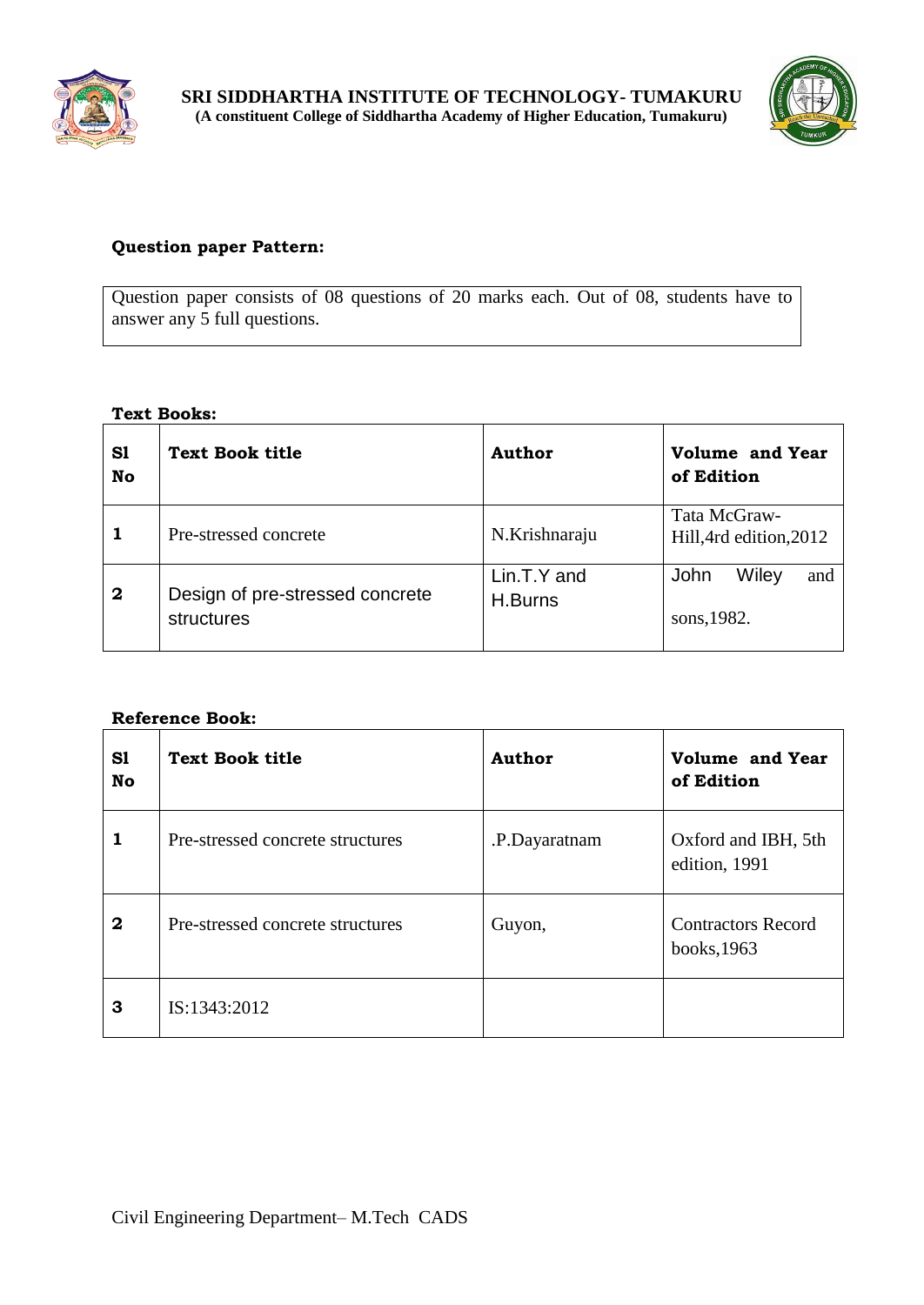**Question paper Pattern:**

Question paper consists of 08 questions of 20 marks each. Out of 08, students have to answer any 5 full questions.

**Text Books:**

| Sl No | Text Book title | Author | Volume and Year of Edition |
|---|---|---|---|
| 1 | Pre-stressed concrete | N.Krishnaraju | Tata McGraw-Hill,4rd edition,2012 |
| 2 | Design of pre-stressed concrete structures | Lin.T.Y and H.Burns | John Wiley and sons,1982. |

**Reference Book:**

| Sl No | Text Book title | Author | Volume and Year of Edition |
|---|---|---|---|
| 1 | Pre-stressed concrete structures | .P.Dayaratnam | Oxford and IBH, 5th edition, 1991 |
| 2 | Pre-stressed concrete structures | Guyon, | Contractors Record books,1963 |
| 3 | IS:1343:2012 | | |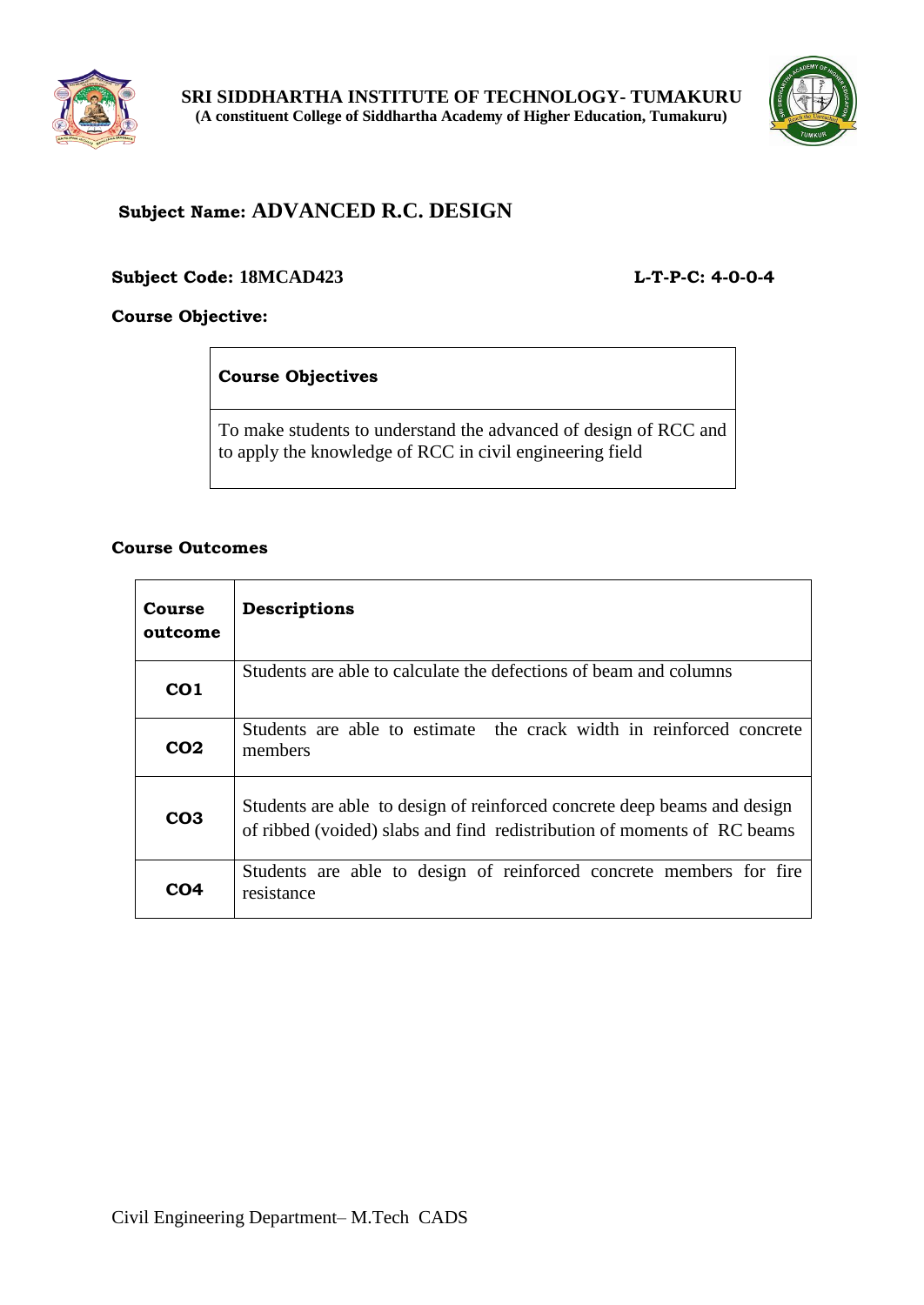**SRI SIDDHARTHA INSTITUTE OF TECHNOLOGY- TUMAKURU**
**(A constituent College of Siddhartha Academy of Higher Education, Tumakuru)**

## Subject Name: ADVANCED R.C. DESIGN

**Subject Code: 18MCAD423** **L-T-P-C: 4-0-0-4**

**Course Objective:**

| **Course Objectives** |
|---|
| To make students to understand the advanced of design of RCC and to apply the knowledge of RCC in civil engineering field |

**Course Outcomes**

| **Course outcome** | **Descriptions** |
|---|---|
| **CO1** | Students are able to calculate the defections of beam and columns |
| **CO2** | Students are able to estimate the crack width in reinforced concrete members |
| **CO3** | Students are able to design of reinforced concrete deep beams and design of ribbed (voided) slabs and find redistribution of moments of RC beams |
| **CO4** | Students are able to design of reinforced concrete members for fire resistance |

Civil Engineering Department– M.Tech CADS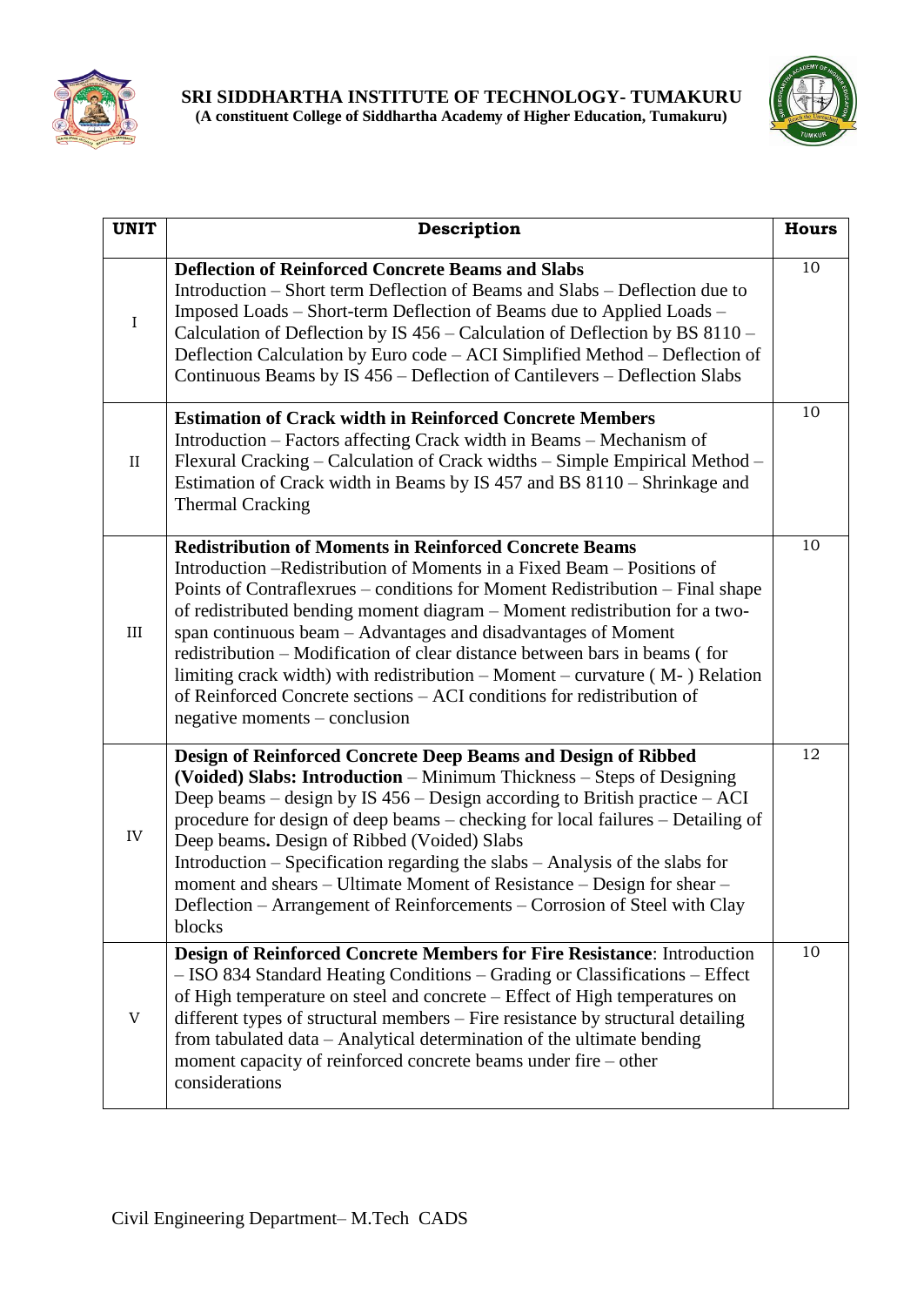| UNIT | Description | Hours |
|---|---|---|
| I | **Deflection of Reinforced Concrete Beams and Slabs** Introduction – Short term Deflection of Beams and Slabs – Deflection due to Imposed Loads – Short-term Deflection of Beams due to Applied Loads – Calculation of Deflection by IS 456 – Calculation of Deflection by BS 8110 – Deflection Calculation by Euro code – ACI Simplified Method – Deflection of Continuous Beams by IS 456 – Deflection of Cantilevers – Deflection Slabs | 10 |
| II | **Estimation of Crack width in Reinforced Concrete Members** Introduction – Factors affecting Crack width in Beams – Mechanism of Flexural Cracking – Calculation of Crack widths – Simple Empirical Method – Estimation of Crack width in Beams by IS 457 and BS 8110 – Shrinkage and Thermal Cracking | 10 |
| III | **Redistribution of Moments in Reinforced Concrete Beams** Introduction –Redistribution of Moments in a Fixed Beam – Positions of Points of Contraflexrues – conditions for Moment Redistribution – Final shape of redistributed bending moment diagram – Moment redistribution for a two-span continuous beam – Advantages and disadvantages of Moment redistribution – Modification of clear distance between bars in beams ( for limiting crack width) with redistribution – Moment – curvature ( M- ) Relation of Reinforced Concrete sections – ACI conditions for redistribution of negative moments – conclusion | 10 |
| IV | **Design of Reinforced Concrete Deep Beams and Design of Ribbed (Voided) Slabs: Introduction** – Minimum Thickness – Steps of Designing Deep beams – design by IS 456 – Design according to British practice – ACI procedure for design of deep beams – checking for local failures – Detailing of Deep beams**.** Design of Ribbed (Voided) Slabs Introduction – Specification regarding the slabs – Analysis of the slabs for moment and shears – Ultimate Moment of Resistance – Design for shear – Deflection – Arrangement of Reinforcements – Corrosion of Steel with Clay blocks | 12 |
| V | **Design of Reinforced Concrete Members for Fire Resistance**: Introduction – ISO 834 Standard Heating Conditions – Grading or Classifications – Effect of High temperature on steel and concrete – Effect of High temperatures on different types of structural members – Fire resistance by structural detailing from tabulated data – Analytical determination of the ultimate bending moment capacity of reinforced concrete beams under fire – other considerations | 10 |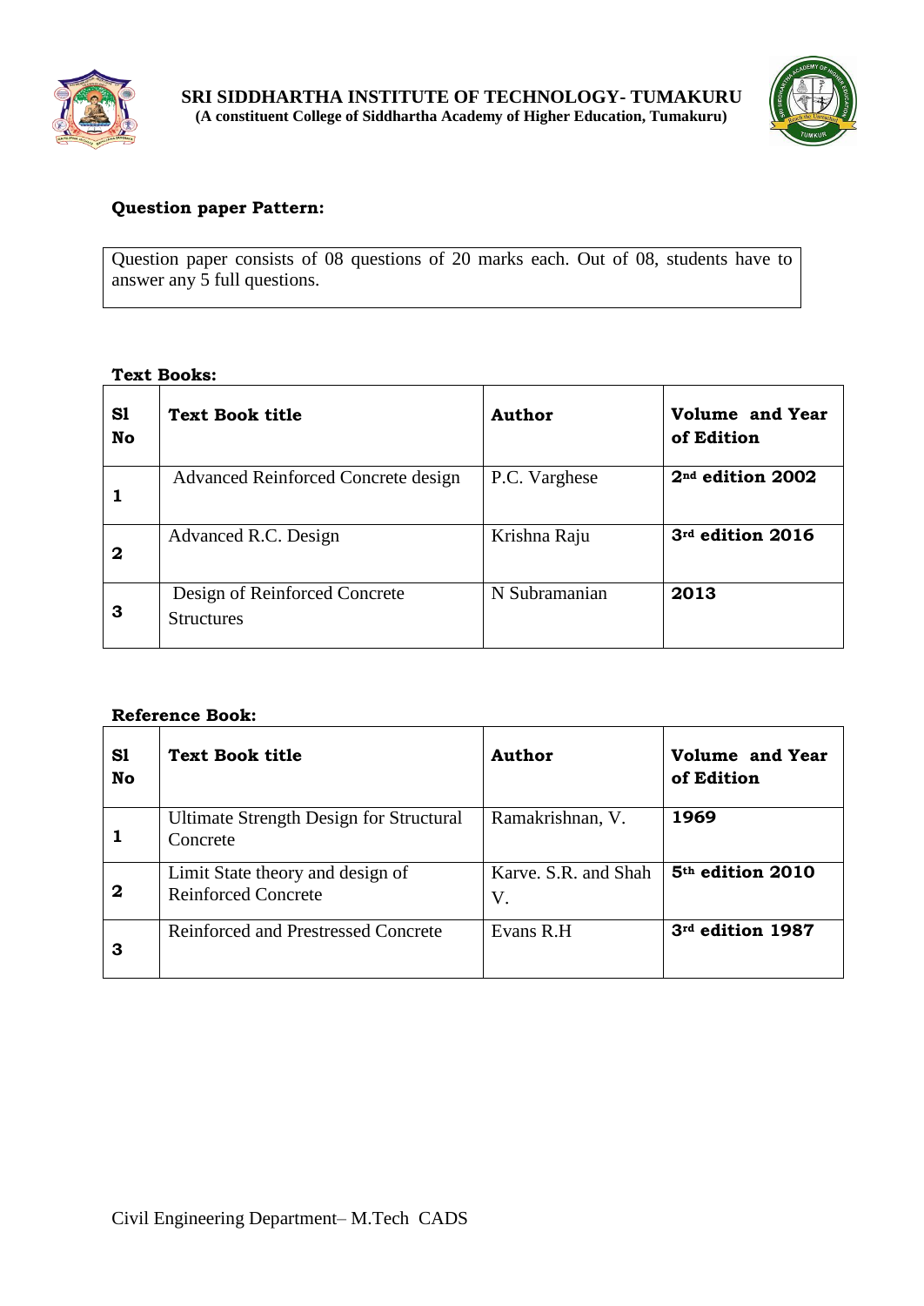**Question paper Pattern:**

Question paper consists of 08 questions of 20 marks each. Out of 08, students have to answer any 5 full questions.

**Text Books:**

| Sl No | Text Book title | Author | Volume and Year of Edition |
|---|---|---|---|
| 1 | Advanced Reinforced Concrete design | P.C. Varghese | **2nd edition 2002** |
| 2 | Advanced R.C. Design | Krishna Raju | **3rd edition 2016** |
| 3 | Design of Reinforced Concrete Structures | N Subramanian | **2013** |

**Reference Book:**

| Sl No | Text Book title | Author | Volume and Year of Edition |
|---|---|---|---|
| 1 | Ultimate Strength Design for Structural Concrete | Ramakrishnan, V. | **1969** |
| 2 | Limit State theory and design of Reinforced Concrete | Karve. S.R. and Shah V. | **5th edition 2010** |
| 3 | Reinforced and Prestressed Concrete | Evans R.H | **3rd edition 1987** |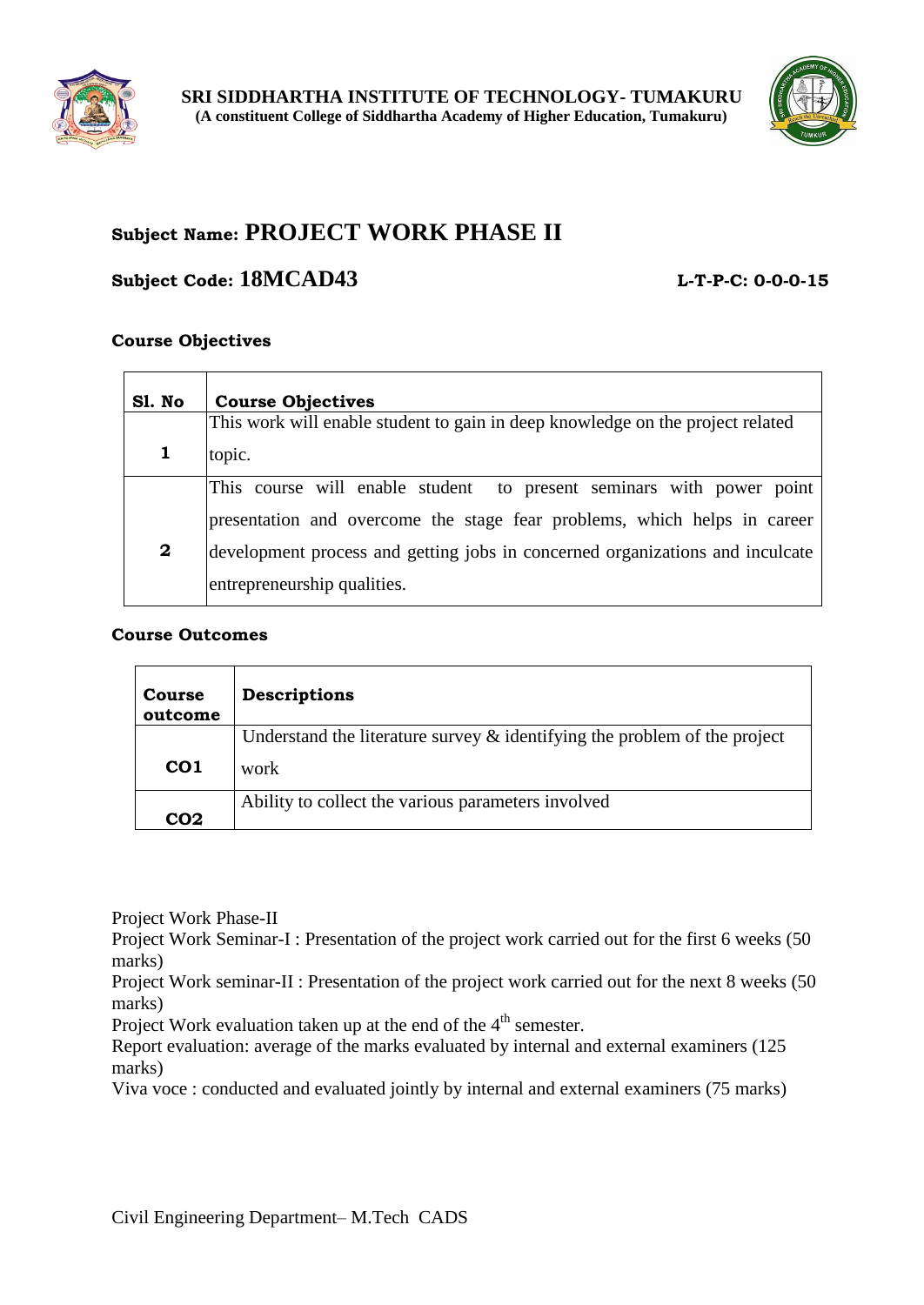**SRI SIDDHARTHA INSTITUTE OF TECHNOLOGY- TUMAKURU**
**(A constituent College of Siddhartha Academy of Higher Education, Tumakuru)**

## Subject Name: PROJECT WORK PHASE II

**Subject Code: 18MCAD43** **L-T-P-C: 0-0-0-15**

### Course Objectives

| Sl. No | Course Objectives |
|---|---|
| 1 | This work will enable student to gain in deep knowledge on the project related topic. |
| 2 | This course will enable student to present seminars with power point presentation and overcome the stage fear problems, which helps in career development process and getting jobs in concerned organizations and inculcate entrepreneurship qualities. |

### Course Outcomes

| Course outcome | Descriptions |
|---|---|
| CO1 | Understand the literature survey & identifying the problem of the project work |
| CO2 | Ability to collect the various parameters involved |

Project Work Phase-II
Project Work Seminar-I : Presentation of the project work carried out for the first 6 weeks (50 marks)
Project Work seminar-II : Presentation of the project work carried out for the next 8 weeks (50 marks)
Project Work evaluation taken up at the end of the 4th semester.
Report evaluation: average of the marks evaluated by internal and external examiners (125 marks)
Viva voce : conducted and evaluated jointly by internal and external examiners (75 marks)